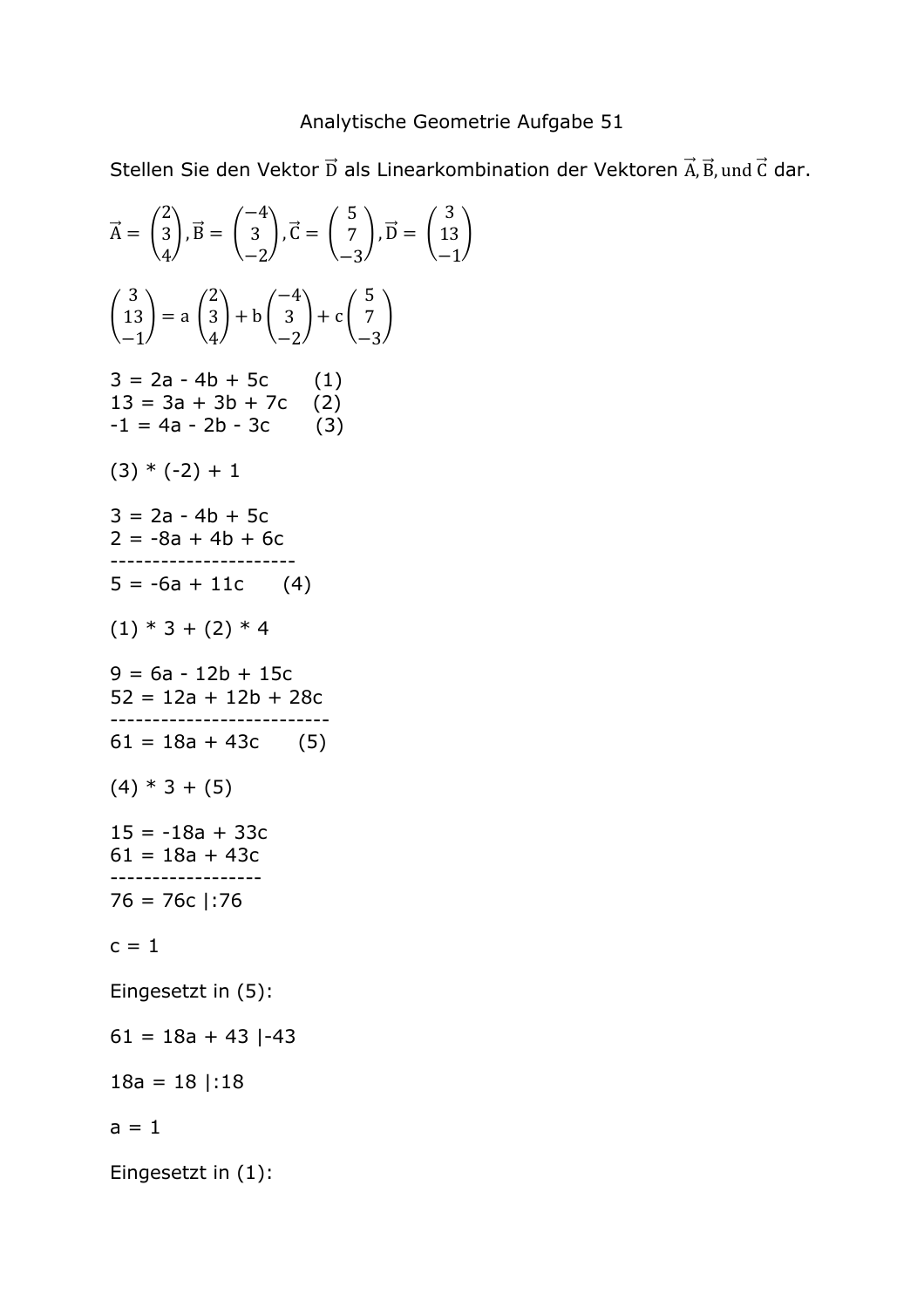# Analytische Geometrie Aufgabe 51

Stellen Sie den Vektor $\vec{D}$ als Linearkombination der Vektoren $\vec{A}, \vec{B}, \text{und } \vec{C}$ dar.

$$\vec{A} = \begin{pmatrix} 2 \\ 3 \\ 4 \end{pmatrix}, \vec{B} = \begin{pmatrix} -4 \\ 3 \\ -2 \end{pmatrix}, \vec{C} = \begin{pmatrix} 5 \\ 7 \\ -3 \end{pmatrix}, \vec{D} = \begin{pmatrix} 3 \\ 13 \\ -1 \end{pmatrix}$$

$$\begin{pmatrix} 3 \\ 13 \\ -1 \end{pmatrix} = a \begin{pmatrix} 2 \\ 3 \\ 4 \end{pmatrix} + b \begin{pmatrix} -4 \\ 3 \\ -2 \end{pmatrix} + c \begin{pmatrix} 5 \\ 7 \\ -3 \end{pmatrix}$$

$3 = 2a - 4b + 5c$ (1)
$13 = 3a + 3b + 7c$ (2)
$-1 = 4a - 2b - 3c$ (3)

(3) * (-2) + 1

$3 = 2a - 4b + 5c$
$2 = -8a + 4b + 6c$

----------------------

$5 = -6a + 11c$ (4)

(1) * 3 + (2) * 4

$9 = 6a - 12b + 15c$
$52 = 12a + 12b + 28c$

--------------------------

$61 = 18a + 43c$ (5)

(4) * 3 + (5)

$15 = -18a + 33c$
$61 = 18a + 43c$

------------------

$76 = 76c$ |:76

$c = 1$

Eingesetzt in (5):

$61 = 18a + 43$ |-43

$18a = 18$ |:18

$a = 1$

Eingesetzt in (1):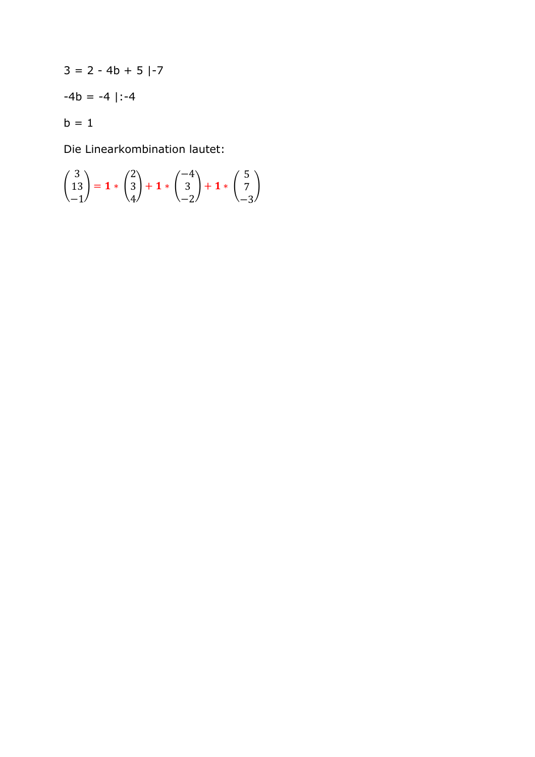3 = 2 - 4b + 5 |-7

-4b = -4 |:-4

b = 1

Die Linearkombination lautet:

$$\begin{pmatrix} 3 \\ 13 \\ -1 \end{pmatrix} = \mathbf{1} * \begin{pmatrix} 2 \\ 3 \\ 4 \end{pmatrix} + \mathbf{1} * \begin{pmatrix} -4 \\ 3 \\ -2 \end{pmatrix} + \mathbf{1} * \begin{pmatrix} 5 \\ 7 \\ -3 \end{pmatrix}$$